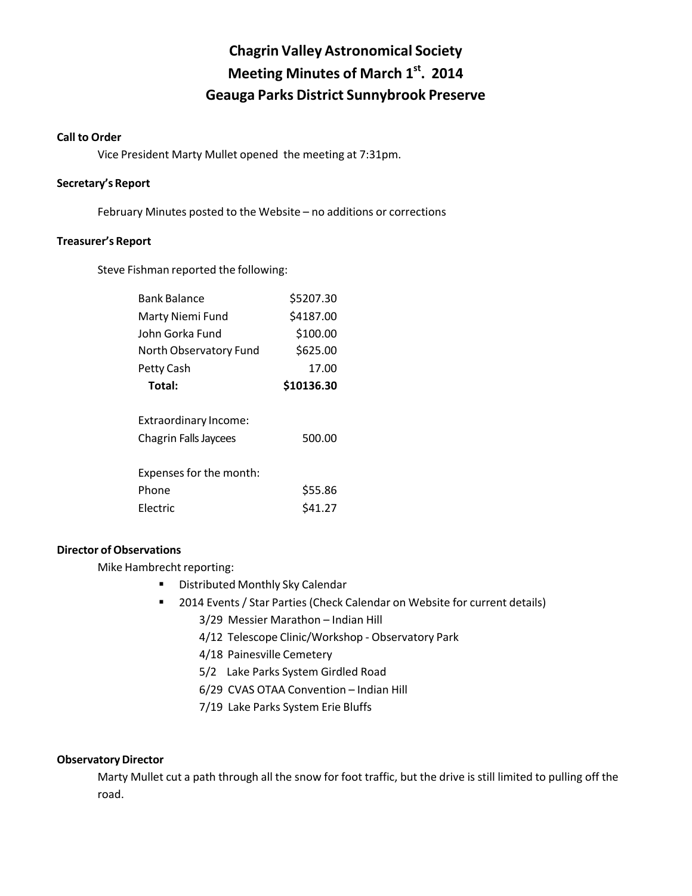# Chagrin Valley Astronomical Society
# Meeting Minutes of March 1st. 2014
# Geauga Parks District Sunnybrook Preserve

**Call to Order**

Vice President Marty Mullet opened the meeting at 7:31pm.

**Secretary's Report**

February Minutes posted to the Website – no additions or corrections

**Treasurer's Report**

Steve Fishman reported the following:

| | |
|---|---|
| Bank Balance | $5207.30 |
| Marty Niemi Fund | $4187.00 |
| John Gorka Fund | $100.00 |
| North Observatory Fund | $625.00 |
| Petty Cash | 17.00 |
| **Total:** | **$10136.30** |
| | |
| Extraordinary Income: | |
| Chagrin Falls Jaycees | 500.00 |
| | |
| Expenses for the month: | |
| Phone | $55.86 |
| Electric | $41.27 |

**Director of Observations**

Mike Hambrecht reporting:

- Distributed Monthly Sky Calendar
- 2014 Events / Star Parties (Check Calendar on Website for current details)
  - 3/29 Messier Marathon – Indian Hill
  - 4/12 Telescope Clinic/Workshop - Observatory Park
  - 4/18 Painesville Cemetery
  - 5/2 Lake Parks System Girdled Road
  - 6/29 CVAS OTAA Convention – Indian Hill
  - 7/19 Lake Parks System Erie Bluffs

**Observatory Director**

Marty Mullet cut a path through all the snow for foot traffic, but the drive is still limited to pulling off the road.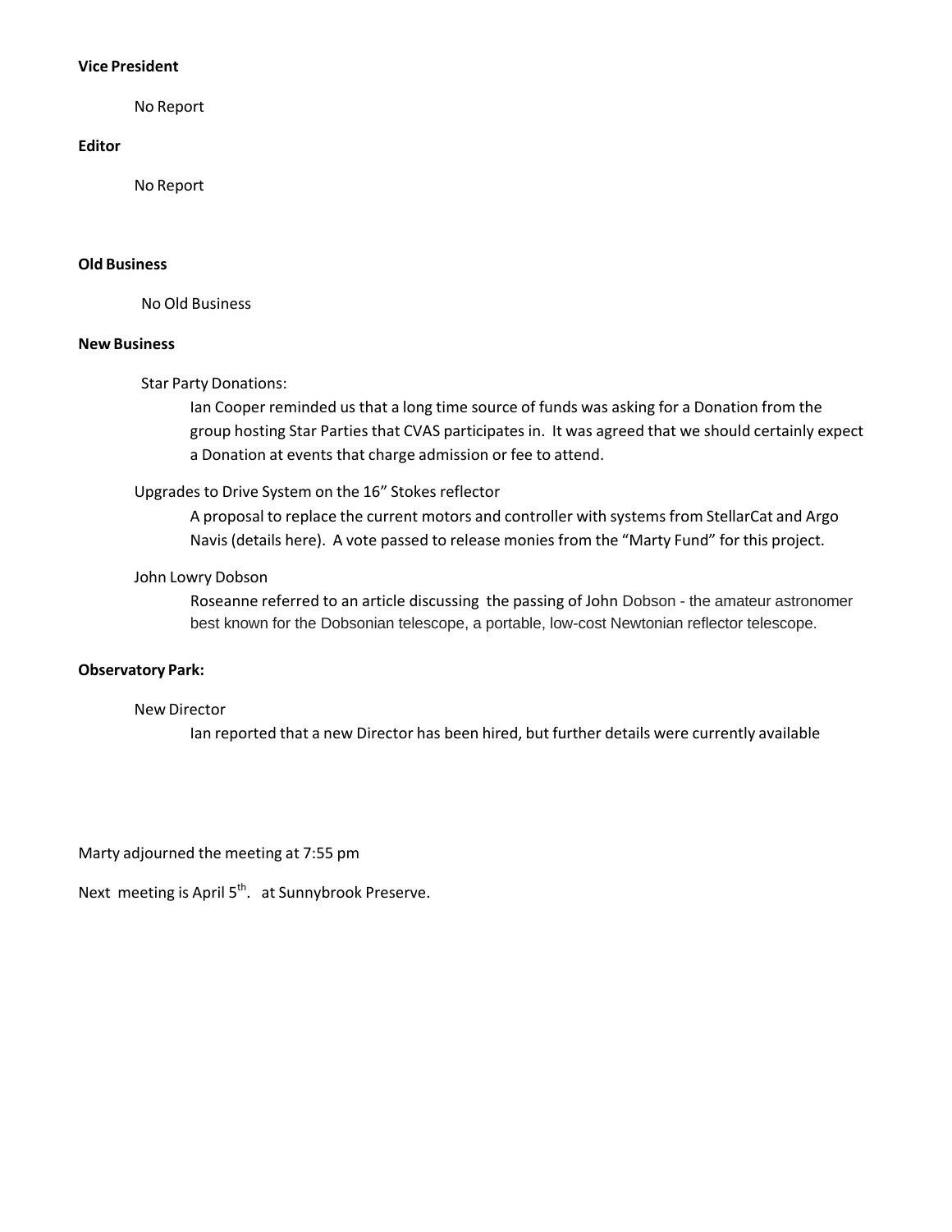**Vice President**

No Report

**Editor**

No Report

**Old Business**

No Old Business

**New Business**

Star Party Donations:

Ian Cooper reminded us that a long time source of funds was asking for a Donation from the group hosting Star Parties that CVAS participates in. It was agreed that we should certainly expect a Donation at events that charge admission or fee to attend.

Upgrades to Drive System on the 16" Stokes reflector

A proposal to replace the current motors and controller with systems from StellarCat and Argo Navis (details here). A vote passed to release monies from the "Marty Fund" for this project.

John Lowry Dobson

Roseanne referred to an article discussing the passing of John Dobson - the amateur astronomer best known for the Dobsonian telescope, a portable, low-cost Newtonian reflector telescope.

**Observatory Park:**

New Director

Ian reported that a new Director has been hired, but further details were currently available

Marty adjourned the meeting at 7:55 pm

Next meeting is April 5th. at Sunnybrook Preserve.